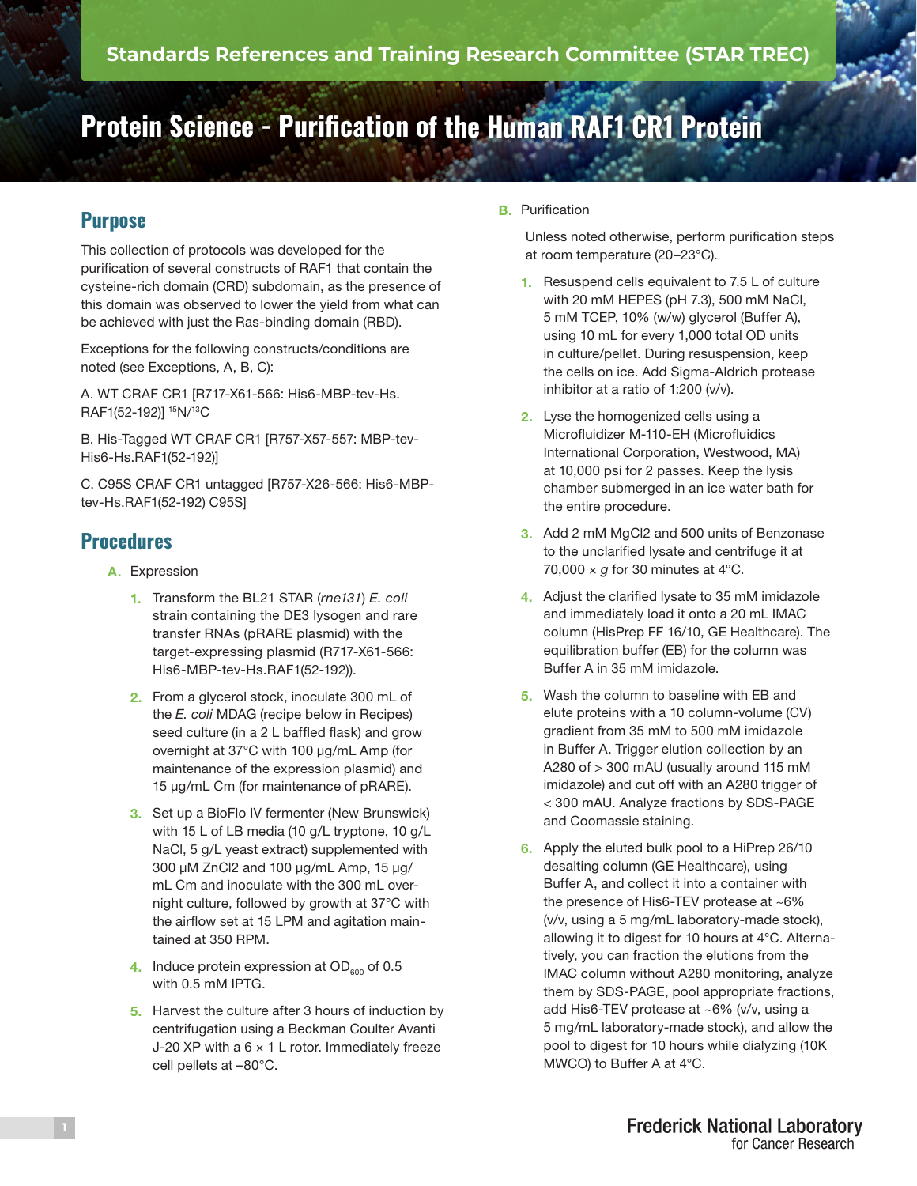Standards References and Training Research Committee (STAR TREC)

# Protein Science - Purification of the Human RAF1 CR1 Protein

## Purpose

This collection of protocols was developed for the purification of several constructs of RAF1 that contain the cysteine-rich domain (CRD) subdomain, as the presence of this domain was observed to lower the yield from what can be achieved with just the Ras-binding domain (RBD).

Exceptions for the following constructs/conditions are noted (see Exceptions, A, B, C):

A. WT CRAF CR1 [R717-X61-566: His6-MBP-tev-Hs. RAF1(52-192)] $^{15}N/^{13}C$

B. His-Tagged WT CRAF CR1 [R757-X57-557: MBP-tev-His6-Hs.RAF1(52-192)]

C. C95S CRAF CR1 untagged [R757-X26-566: His6-MBP-tev-Hs.RAF1(52-192) C95S]

## Procedures

A. Expression

1. Transform the BL21 STAR (*rne131*) *E. coli* strain containing the DE3 lysogen and rare transfer RNAs (pRARE plasmid) with the target-expressing plasmid (R717-X61-566: His6-MBP-tev-Hs.RAF1(52-192)).
2. From a glycerol stock, inoculate 300 mL of the *E. coli* MDAG (recipe below in Recipes) seed culture (in a 2 L baffled flask) and grow overnight at 37°C with 100 µg/mL Amp (for maintenance of the expression plasmid) and 15 µg/mL Cm (for maintenance of pRARE).
3. Set up a BioFlo IV fermenter (New Brunswick) with 15 L of LB media (10 g/L tryptone, 10 g/L NaCl, 5 g/L yeast extract) supplemented with 300 µM $ZnCl_2$ and 100 µg/mL Amp, 15 µg/mL Cm and inoculate with the 300 mL overnight culture, followed by growth at 37°C with the airflow set at 15 LPM and agitation maintained at 350 RPM.
4. Induce protein expression at $OD_{600}$ of 0.5 with 0.5 mM IPTG.
5. Harvest the culture after 3 hours of induction by centrifugation using a Beckman Coulter Avanti J-20 XP with a 6 × 1 L rotor. Immediately freeze cell pellets at –80°C.

B. Purification

Unless noted otherwise, perform purification steps at room temperature (20–23°C).

1. Resuspend cells equivalent to 7.5 L of culture with 20 mM HEPES (pH 7.3), 500 mM NaCl, 5 mM TCEP, 10% (w/w) glycerol (Buffer A), using 10 mL for every 1,000 total OD units in culture/pellet. During resuspension, keep the cells on ice. Add Sigma-Aldrich protease inhibitor at a ratio of 1:200 (v/v).
2. Lyse the homogenized cells using a Microfluidizer M-110-EH (Microfluidics International Corporation, Westwood, MA) at 10,000 psi for 2 passes. Keep the lysis chamber submerged in an ice water bath for the entire procedure.
3. Add 2 mM $MgCl_2$ and 500 units of Benzonase to the unclarified lysate and centrifuge it at 70,000 × *g* for 30 minutes at 4°C.
4. Adjust the clarified lysate to 35 mM imidazole and immediately load it onto a 20 mL IMAC column (HisPrep FF 16/10, GE Healthcare). The equilibration buffer (EB) for the column was Buffer A in 35 mM imidazole.
5. Wash the column to baseline with EB and elute proteins with a 10 column-volume (CV) gradient from 35 mM to 500 mM imidazole in Buffer A. Trigger elution collection by an A280 of > 300 mAU (usually around 115 mM imidazole) and cut off with an A280 trigger of < 300 mAU. Analyze fractions by SDS-PAGE and Coomassie staining.
6. Apply the eluted bulk pool to a HiPrep 26/10 desalting column (GE Healthcare), using Buffer A, and collect it into a container with the presence of His6-TEV protease at ~6% (v/v, using a 5 mg/mL laboratory-made stock), allowing it to digest for 10 hours at 4°C. Alternatively, you can fraction the elutions from the IMAC column without A280 monitoring, analyze them by SDS-PAGE, pool appropriate fractions, add His6-TEV protease at ~6% (v/v, using a 5 mg/mL laboratory-made stock), and allow the pool to digest for 10 hours while dialyzing (10K MWCO) to Buffer A at 4°C.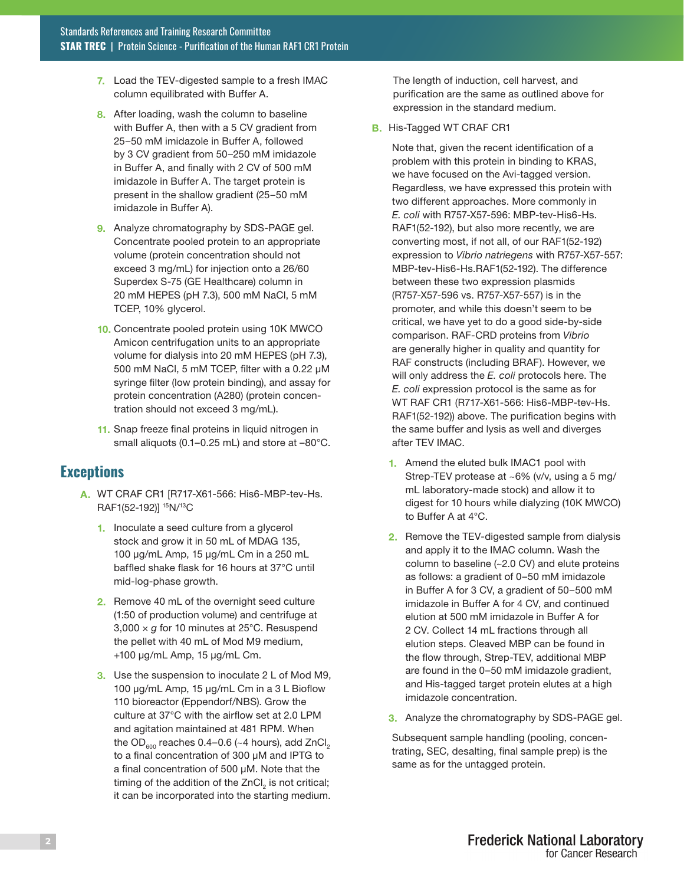7. Load the TEV-digested sample to a fresh IMAC column equilibrated with Buffer A.

8. After loading, wash the column to baseline with Buffer A, then with a 5 CV gradient from 25–50 mM imidazole in Buffer A, followed by 3 CV gradient from 50–250 mM imidazole in Buffer A, and finally with 2 CV of 500 mM imidazole in Buffer A. The target protein is present in the shallow gradient (25–50 mM imidazole in Buffer A).

9. Analyze chromatography by SDS-PAGE gel. Concentrate pooled protein to an appropriate volume (protein concentration should not exceed 3 mg/mL) for injection onto a 26/60 Superdex S-75 (GE Healthcare) column in 20 mM HEPES (pH 7.3), 500 mM NaCl, 5 mM TCEP, 10% glycerol.

10. Concentrate pooled protein using 10K MWCO Amicon centrifugation units to an appropriate volume for dialysis into 20 mM HEPES (pH 7.3), 500 mM NaCl, 5 mM TCEP, filter with a 0.22 µM syringe filter (low protein binding), and assay for protein concentration (A280) (protein concentration should not exceed 3 mg/mL).

11. Snap freeze final proteins in liquid nitrogen in small aliquots (0.1–0.25 mL) and store at –80°C.

## Exceptions

A. WT CRAF CR1 [R717-X61-566: His6-MBP-tev-Hs.RAF1(52-192)] $^{15}N/^{13}C$

1. Inoculate a seed culture from a glycerol stock and grow it in 50 mL of MDAG 135, 100 µg/mL Amp, 15 µg/mL Cm in a 250 mL baffled shake flask for 16 hours at 37°C until mid-log-phase growth.

2. Remove 40 mL of the overnight seed culture (1:50 of production volume) and centrifuge at 3,000 × *g* for 10 minutes at 25°C. Resuspend the pellet with 40 mL of Mod M9 medium, +100 µg/mL Amp, 15 µg/mL Cm.

3. Use the suspension to inoculate 2 L of Mod M9, 100 µg/mL Amp, 15 µg/mL Cm in a 3 L Bioflow 110 bioreactor (Eppendorf/NBS). Grow the culture at 37°C with the airflow set at 2.0 LPM and agitation maintained at 481 RPM. When the $OD_{600}$ reaches 0.4–0.6 (~4 hours), add $ZnCl_2$ to a final concentration of 300 µM and IPTG to a final concentration of 500 µM. Note that the timing of the addition of the $ZnCl_2$ is not critical; it can be incorporated into the starting medium.

The length of induction, cell harvest, and purification are the same as outlined above for expression in the standard medium.

B. His-Tagged WT CRAF CR1

Note that, given the recent identification of a problem with this protein in binding to KRAS, we have focused on the Avi-tagged version. Regardless, we have expressed this protein with two different approaches. More commonly in *E. coli* with R757-X57-596: MBP-tev-His6-Hs.RAF1(52-192), but also more recently, we are converting most, if not all, of our RAF1(52-192) expression to *Vibrio natriegens* with R757-X57-557: MBP-tev-His6-Hs.RAF1(52-192). The difference between these two expression plasmids (R757-X57-596 vs. R757-X57-557) is in the promoter, and while this doesn't seem to be critical, we have yet to do a good side-by-side comparison. RAF-CRD proteins from *Vibrio* are generally higher in quality and quantity for RAF constructs (including BRAF). However, we will only address the *E. coli* protocols here. The *E. coli* expression protocol is the same as for WT RAF CR1 (R717-X61-566: His6-MBP-tev-Hs.RAF1(52-192)) above. The purification begins with the same buffer and lysis as well and diverges after TEV IMAC.

1. Amend the eluted bulk IMAC1 pool with Strep-TEV protease at ~6% (v/v, using a 5 mg/mL laboratory-made stock) and allow it to digest for 10 hours while dialyzing (10K MWCO) to Buffer A at 4°C.

2. Remove the TEV-digested sample from dialysis and apply it to the IMAC column. Wash the column to baseline (~2.0 CV) and elute proteins as follows: a gradient of 0–50 mM imidazole in Buffer A for 3 CV, a gradient of 50–500 mM imidazole in Buffer A for 4 CV, and continued elution at 500 mM imidazole in Buffer A for 2 CV. Collect 14 mL fractions through all elution steps. Cleaved MBP can be found in the flow through, Strep-TEV, additional MBP are found in the 0–50 mM imidazole gradient, and His-tagged target protein elutes at a high imidazole concentration.

3. Analyze the chromatography by SDS-PAGE gel.

Subsequent sample handling (pooling, concentrating, SEC, desalting, final sample prep) is the same as for the untagged protein.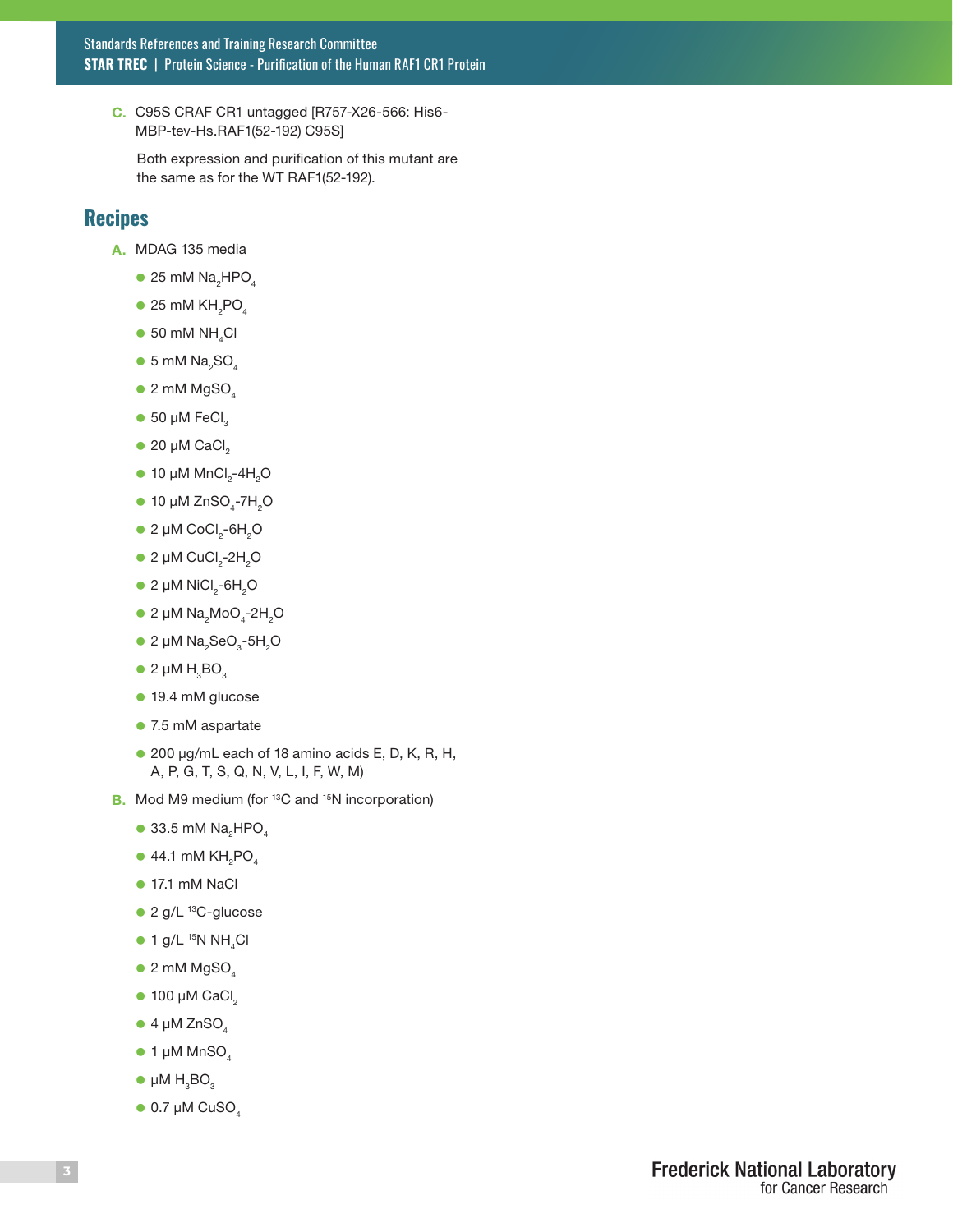C. C95S CRAF CR1 untagged [R757-X26-566: His6-MBP-tev-Hs.RAF1(52-192) C95S]

Both expression and purification of this mutant are the same as for the WT RAF1(52-192).

## Recipes

A. MDAG 135 media

- 25 mM $Na_2HPO_4$
- 25 mM $KH_2PO_4$
- 50 mM $NH_4Cl$
- 5 mM $Na_2SO_4$
- 2 mM $MgSO_4$
- 50 μM $FeCl_3$
- 20 μM $CaCl_2$
- 10 μM $MnCl_2$-$4H_2O$
- 10 μM $ZnSO_4$-$7H_2O$
- 2 μM $CoCl_2$-$6H_2O$
- 2 μM $CuCl_2$-$2H_2O$
- 2 μM $NiCl_2$-$6H_2O$
- 2 μM $Na_2MoO_4$-$2H_2O$
- 2 μM $Na_2SeO_3$-$5H_2O$
- 2 μM $H_3BO_3$
- 19.4 mM glucose
- 7.5 mM aspartate
- 200 μg/mL each of 18 amino acids E, D, K, R, H, A, P, G, T, S, Q, N, V, L, I, F, W, M)

B. Mod M9 medium (for $^{13}C$ and $^{15}N$ incorporation)

- 33.5 mM $Na_2HPO_4$
- 44.1 mM $KH_2PO_4$
- 17.1 mM NaCl
- 2 g/L $^{13}C$-glucose
- 1 g/L $^{15}N$ $NH_4Cl$
- 2 mM $MgSO_4$
- 100 μM $CaCl_2$
- 4 μM $ZnSO_4$
- 1 μM $MnSO_4$
- μM $H_3BO_3$
- 0.7 μM $CuSO_4$